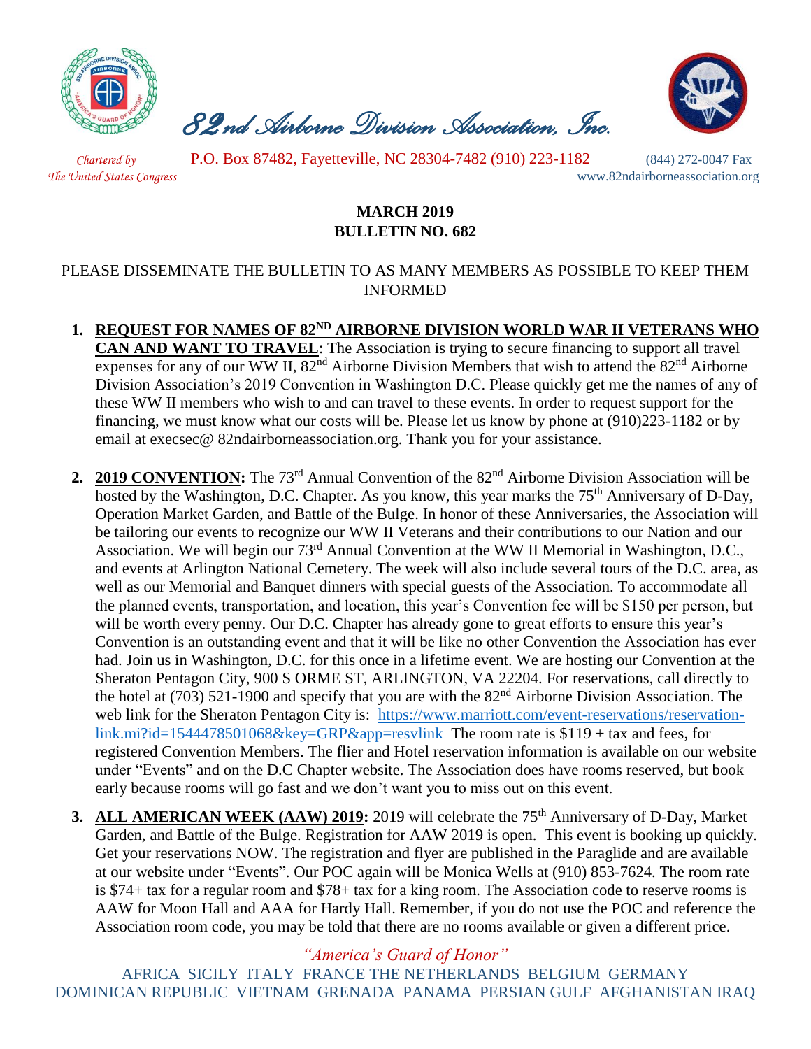# 82nd Airborne Division Association, Inc.

*Chartered by The United States Congress*

P.O. Box 87482, Fayetteville, NC 28304-7482 (910) 223-1182

(844) 272-0047 Fax

www.82ndairborneassociation.org

**MARCH 2019**
**BULLETIN NO. 682**

PLEASE DISSEMINATE THE BULLETIN TO AS MANY MEMBERS AS POSSIBLE TO KEEP THEM INFORMED

1. **REQUEST FOR NAMES OF 82ND AIRBORNE DIVISION WORLD WAR II VETERANS WHO CAN AND WANT TO TRAVEL**: The Association is trying to secure financing to support all travel expenses for any of our WW II, 82nd Airborne Division Members that wish to attend the 82nd Airborne Division Association's 2019 Convention in Washington D.C. Please quickly get me the names of any of these WW II members who wish to and can travel to these events. In order to request support for the financing, we must know what our costs will be. Please let us know by phone at (910)223-1182 or by email at execsec@ 82ndairborneassociation.org. Thank you for your assistance.

2. **2019 CONVENTION:** The 73rd Annual Convention of the 82nd Airborne Division Association will be hosted by the Washington, D.C. Chapter. As you know, this year marks the 75th Anniversary of D-Day, Operation Market Garden, and Battle of the Bulge. In honor of these Anniversaries, the Association will be tailoring our events to recognize our WW II Veterans and their contributions to our Nation and our Association. We will begin our 73rd Annual Convention at the WW II Memorial in Washington, D.C., and events at Arlington National Cemetery. The week will also include several tours of the D.C. area, as well as our Memorial and Banquet dinners with special guests of the Association. To accommodate all the planned events, transportation, and location, this year's Convention fee will be $150 per person, but will be worth every penny. Our D.C. Chapter has already gone to great efforts to ensure this year's Convention is an outstanding event and that it will be like no other Convention the Association has ever had. Join us in Washington, D.C. for this once in a lifetime event. We are hosting our Convention at the Sheraton Pentagon City, 900 S ORME ST, ARLINGTON, VA 22204. For reservations, call directly to the hotel at (703) 521-1900 and specify that you are with the 82nd Airborne Division Association. The web link for the Sheraton Pentagon City is: https://www.marriott.com/event-reservations/reservation-link.mi?id=1544478501068&key=GRP&app=resvlink The room rate is $119 + tax and fees, for registered Convention Members. The flier and Hotel reservation information is available on our website under "Events" and on the D.C Chapter website. The Association does have rooms reserved, but book early because rooms will go fast and we don't want you to miss out on this event.

3. **ALL AMERICAN WEEK (AAW) 2019:** 2019 will celebrate the 75th Anniversary of D-Day, Market Garden, and Battle of the Bulge. Registration for AAW 2019 is open. This event is booking up quickly. Get your reservations NOW. The registration and flyer are published in the Paraglide and are available at our website under "Events". Our POC again will be Monica Wells at (910) 853-7624. The room rate is $74+ tax for a regular room and $78+ tax for a king room. The Association code to reserve rooms is AAW for Moon Hall and AAA for Hardy Hall. Remember, if you do not use the POC and reference the Association room code, you may be told that there are no rooms available or given a different price.

*"America's Guard of Honor"*

AFRICA SICILY ITALY FRANCE THE NETHERLANDS BELGIUM GERMANY DOMINICAN REPUBLIC VIETNAM GRENADA PANAMA PERSIAN GULF AFGHANISTAN IRAQ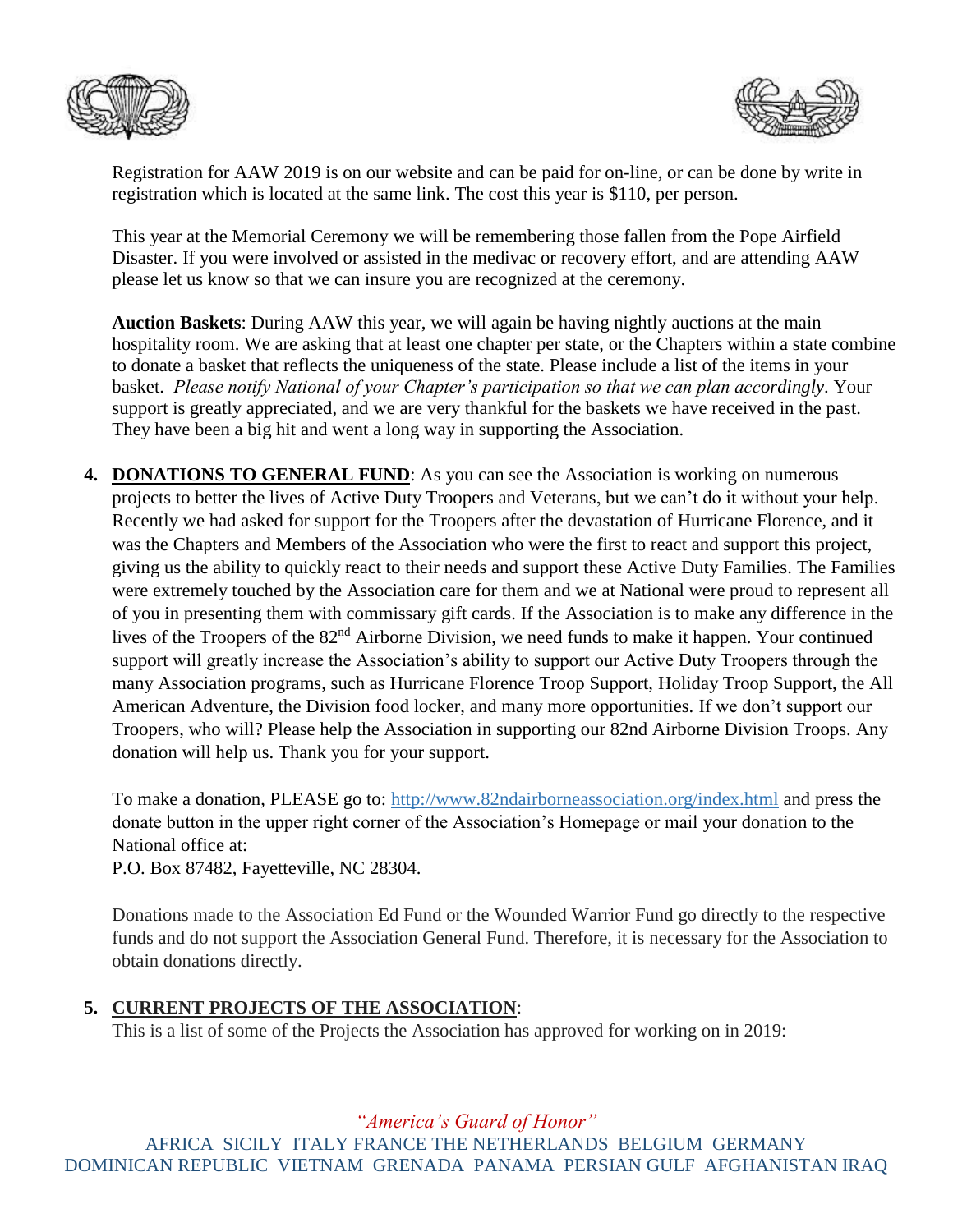Registration for AAW 2019 is on our website and can be paid for on-line, or can be done by write in registration which is located at the same link. The cost this year is $110, per person.

This year at the Memorial Ceremony we will be remembering those fallen from the Pope Airfield Disaster. If you were involved or assisted in the medivac or recovery effort, and are attending AAW please let us know so that we can insure you are recognized at the ceremony.

**Auction Baskets**: During AAW this year, we will again be having nightly auctions at the main hospitality room. We are asking that at least one chapter per state, or the Chapters within a state combine to donate a basket that reflects the uniqueness of the state. Please include a list of the items in your basket. *Please notify National of your Chapter's participation so that we can plan accordingly*. Your support is greatly appreciated, and we are very thankful for the baskets we have received in the past. They have been a big hit and went a long way in supporting the Association.

4. **DONATIONS TO GENERAL FUND**: As you can see the Association is working on numerous projects to better the lives of Active Duty Troopers and Veterans, but we can't do it without your help. Recently we had asked for support for the Troopers after the devastation of Hurricane Florence, and it was the Chapters and Members of the Association who were the first to react and support this project, giving us the ability to quickly react to their needs and support these Active Duty Families. The Families were extremely touched by the Association care for them and we at National were proud to represent all of you in presenting them with commissary gift cards. If the Association is to make any difference in the lives of the Troopers of the 82nd Airborne Division, we need funds to make it happen. Your continued support will greatly increase the Association's ability to support our Active Duty Troopers through the many Association programs, such as Hurricane Florence Troop Support, Holiday Troop Support, the All American Adventure, the Division food locker, and many more opportunities. If we don't support our Troopers, who will? Please help the Association in supporting our 82nd Airborne Division Troops. Any donation will help us. Thank you for your support.

   To make a donation, PLEASE go to: http://www.82ndairborneassociation.org/index.html and press the donate button in the upper right corner of the Association's Homepage or mail your donation to the National office at:
   P.O. Box 87482, Fayetteville, NC 28304.

   Donations made to the Association Ed Fund or the Wounded Warrior Fund go directly to the respective funds and do not support the Association General Fund. Therefore, it is necessary for the Association to obtain donations directly.

5. **CURRENT PROJECTS OF THE ASSOCIATION**:
   This is a list of some of the Projects the Association has approved for working on in 2019: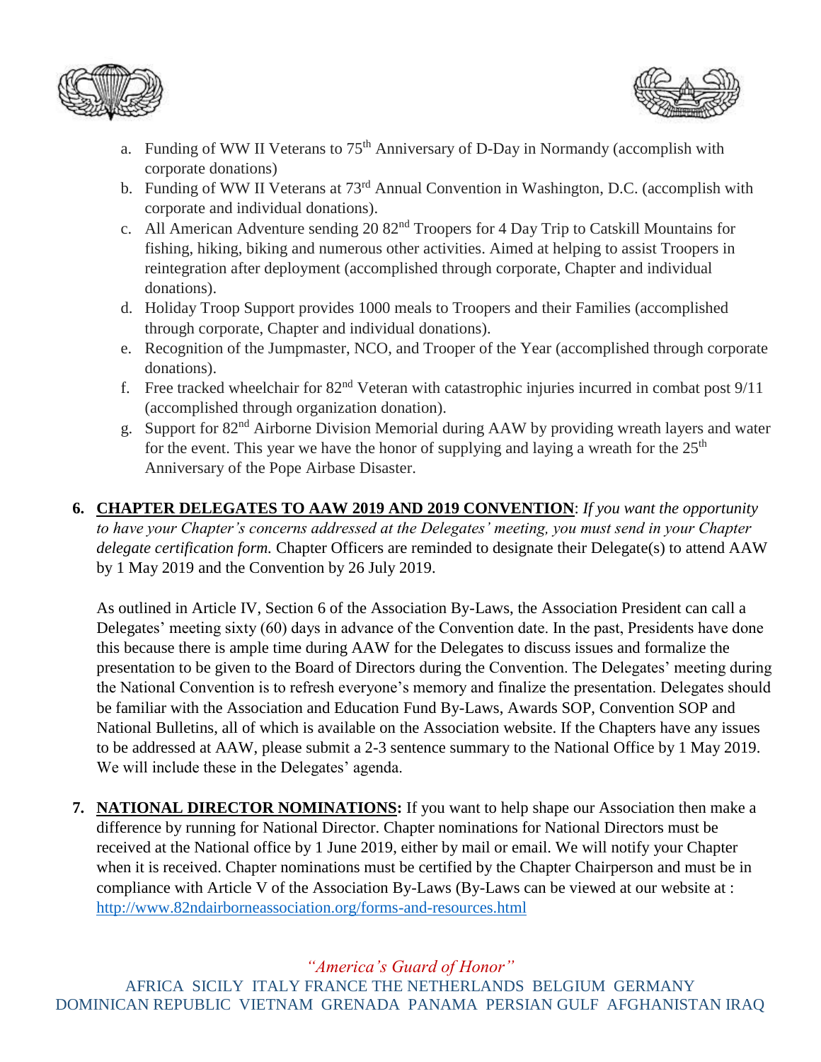a. Funding of WW II Veterans to 75th Anniversary of D-Day in Normandy (accomplish with corporate donations)
b. Funding of WW II Veterans at 73rd Annual Convention in Washington, D.C. (accomplish with corporate and individual donations).
c. All American Adventure sending 20 82nd Troopers for 4 Day Trip to Catskill Mountains for fishing, hiking, biking and numerous other activities. Aimed at helping to assist Troopers in reintegration after deployment (accomplished through corporate, Chapter and individual donations).
d. Holiday Troop Support provides 1000 meals to Troopers and their Families (accomplished through corporate, Chapter and individual donations).
e. Recognition of the Jumpmaster, NCO, and Trooper of the Year (accomplished through corporate donations).
f. Free tracked wheelchair for 82nd Veteran with catastrophic injuries incurred in combat post 9/11 (accomplished through organization donation).
g. Support for 82nd Airborne Division Memorial during AAW by providing wreath layers and water for the event. This year we have the honor of supplying and laying a wreath for the 25th Anniversary of the Pope Airbase Disaster.

6. **CHAPTER DELEGATES TO AAW 2019 AND 2019 CONVENTION**: *If you want the opportunity to have your Chapter's concerns addressed at the Delegates' meeting, you must send in your Chapter delegate certification form.* Chapter Officers are reminded to designate their Delegate(s) to attend AAW by 1 May 2019 and the Convention by 26 July 2019.

   As outlined in Article IV, Section 6 of the Association By-Laws, the Association President can call a Delegates' meeting sixty (60) days in advance of the Convention date. In the past, Presidents have done this because there is ample time during AAW for the Delegates to discuss issues and formalize the presentation to be given to the Board of Directors during the Convention. The Delegates' meeting during the National Convention is to refresh everyone's memory and finalize the presentation. Delegates should be familiar with the Association and Education Fund By-Laws, Awards SOP, Convention SOP and National Bulletins, all of which is available on the Association website. If the Chapters have any issues to be addressed at AAW, please submit a 2-3 sentence summary to the National Office by 1 May 2019. We will include these in the Delegates' agenda.

7. **NATIONAL DIRECTOR NOMINATIONS:** If you want to help shape our Association then make a difference by running for National Director. Chapter nominations for National Directors must be received at the National office by 1 June 2019, either by mail or email. We will notify your Chapter when it is received. Chapter nominations must be certified by the Chapter Chairperson and must be in compliance with Article V of the Association By-Laws (By-Laws can be viewed at our website at : http://www.82ndairborneassociation.org/forms-and-resources.html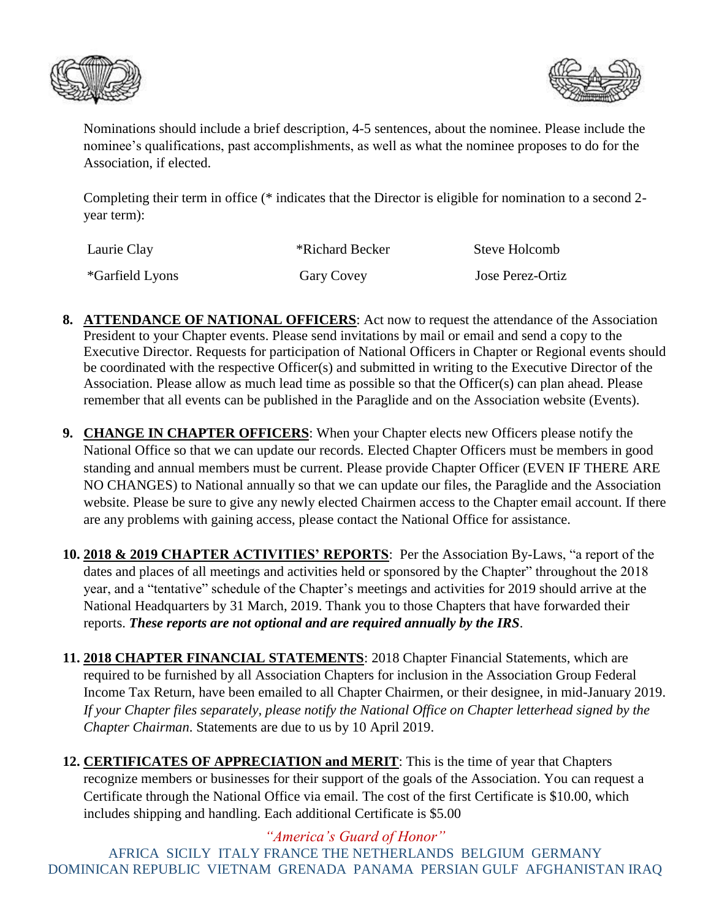Nominations should include a brief description, 4-5 sentences, about the nominee. Please include the nominee's qualifications, past accomplishments, as well as what the nominee proposes to do for the Association, if elected.

Completing their term in office (* indicates that the Director is eligible for nomination to a second 2-year term):

| | | |
|---|---|---|
| Laurie Clay | *Richard Becker | Steve Holcomb |
| *Garfield Lyons | Gary Covey | Jose Perez-Ortiz |

8. **ATTENDANCE OF NATIONAL OFFICERS**: Act now to request the attendance of the Association President to your Chapter events. Please send invitations by mail or email and send a copy to the Executive Director. Requests for participation of National Officers in Chapter or Regional events should be coordinated with the respective Officer(s) and submitted in writing to the Executive Director of the Association. Please allow as much lead time as possible so that the Officer(s) can plan ahead. Please remember that all events can be published in the Paraglide and on the Association website (Events).

9. **CHANGE IN CHAPTER OFFICERS**: When your Chapter elects new Officers please notify the National Office so that we can update our records. Elected Chapter Officers must be members in good standing and annual members must be current. Please provide Chapter Officer (EVEN IF THERE ARE NO CHANGES) to National annually so that we can update our files, the Paraglide and the Association website. Please be sure to give any newly elected Chairmen access to the Chapter email account. If there are any problems with gaining access, please contact the National Office for assistance.

10. **2018 & 2019 CHAPTER ACTIVITIES' REPORTS**: Per the Association By-Laws, "a report of the dates and places of all meetings and activities held or sponsored by the Chapter" throughout the 2018 year, and a "tentative" schedule of the Chapter's meetings and activities for 2019 should arrive at the National Headquarters by 31 March, 2019. Thank you to those Chapters that have forwarded their reports. ***These reports are not optional and are required annually by the IRS***.

11. **2018 CHAPTER FINANCIAL STATEMENTS**: 2018 Chapter Financial Statements, which are required to be furnished by all Association Chapters for inclusion in the Association Group Federal Income Tax Return, have been emailed to all Chapter Chairmen, or their designee, in mid-January 2019. *If your Chapter files separately, please notify the National Office on Chapter letterhead signed by the Chapter Chairman*. Statements are due to us by 10 April 2019.

12. **CERTIFICATES OF APPRECIATION and MERIT**: This is the time of year that Chapters recognize members or businesses for their support of the goals of the Association. You can request a Certificate through the National Office via email. The cost of the first Certificate is $10.00, which includes shipping and handling. Each additional Certificate is $5.00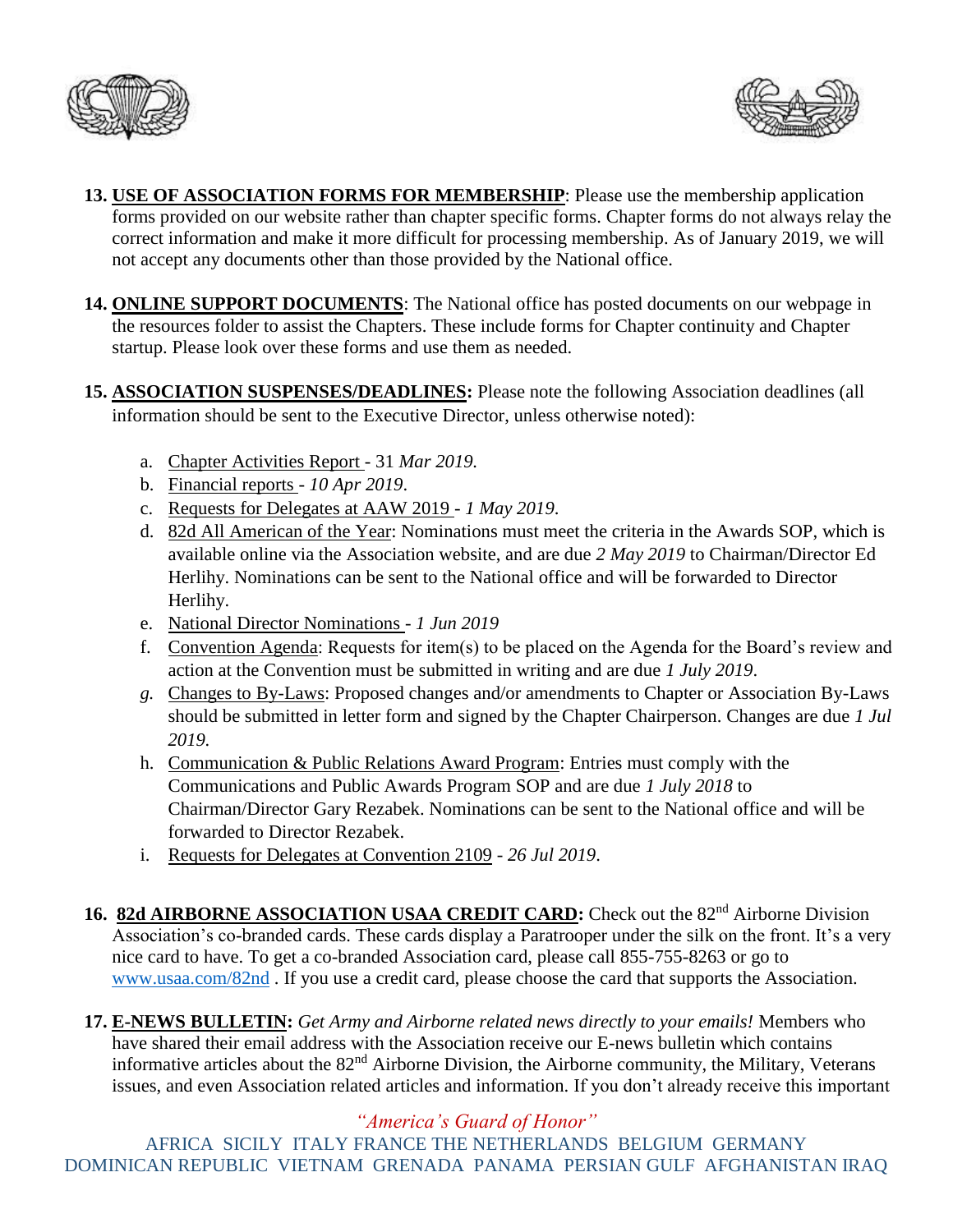13. **USE OF ASSOCIATION FORMS FOR MEMBERSHIP**: Please use the membership application forms provided on our website rather than chapter specific forms. Chapter forms do not always relay the correct information and make it more difficult for processing membership. As of January 2019, we will not accept any documents other than those provided by the National office.

14. **ONLINE SUPPORT DOCUMENTS**: The National office has posted documents on our webpage in the resources folder to assist the Chapters. These include forms for Chapter continuity and Chapter startup. Please look over these forms and use them as needed.

15. **ASSOCIATION SUSPENSES/DEADLINES:** Please note the following Association deadlines (all information should be sent to the Executive Director, unless otherwise noted):

    a. Chapter Activities Report - 31 *Mar 2019.*
    b. Financial reports - *10 Apr 2019*.
    c. Requests for Delegates at AAW 2019 - *1 May 2019*.
    d. 82d All American of the Year: Nominations must meet the criteria in the Awards SOP, which is available online via the Association website, and are due *2 May 2019* to Chairman/Director Ed Herlihy. Nominations can be sent to the National office and will be forwarded to Director Herlihy.
    e. National Director Nominations - *1 Jun 2019*
    f. Convention Agenda: Requests for item(s) to be placed on the Agenda for the Board's review and action at the Convention must be submitted in writing and are due *1 July 2019*.
    g. Changes to By-Laws: Proposed changes and/or amendments to Chapter or Association By-Laws should be submitted in letter form and signed by the Chapter Chairperson. Changes are due *1 Jul 2019.*
    h. Communication & Public Relations Award Program: Entries must comply with the Communications and Public Awards Program SOP and are due *1 July 2018* to Chairman/Director Gary Rezabek. Nominations can be sent to the National office and will be forwarded to Director Rezabek.
    i. Requests for Delegates at Convention 2109 - *26 Jul 2019*.

16. **82d AIRBORNE ASSOCIATION USAA CREDIT CARD:** Check out the 82nd Airborne Division Association's co-branded cards. These cards display a Paratrooper under the silk on the front. It's a very nice card to have. To get a co-branded Association card, please call 855-755-8263 or go to www.usaa.com/82nd . If you use a credit card, please choose the card that supports the Association.

17. **E-NEWS BULLETIN:** *Get Army and Airborne related news directly to your emails!* Members who have shared their email address with the Association receive our E-news bulletin which contains informative articles about the 82nd Airborne Division, the Airborne community, the Military, Veterans issues, and even Association related articles and information. If you don't already receive this important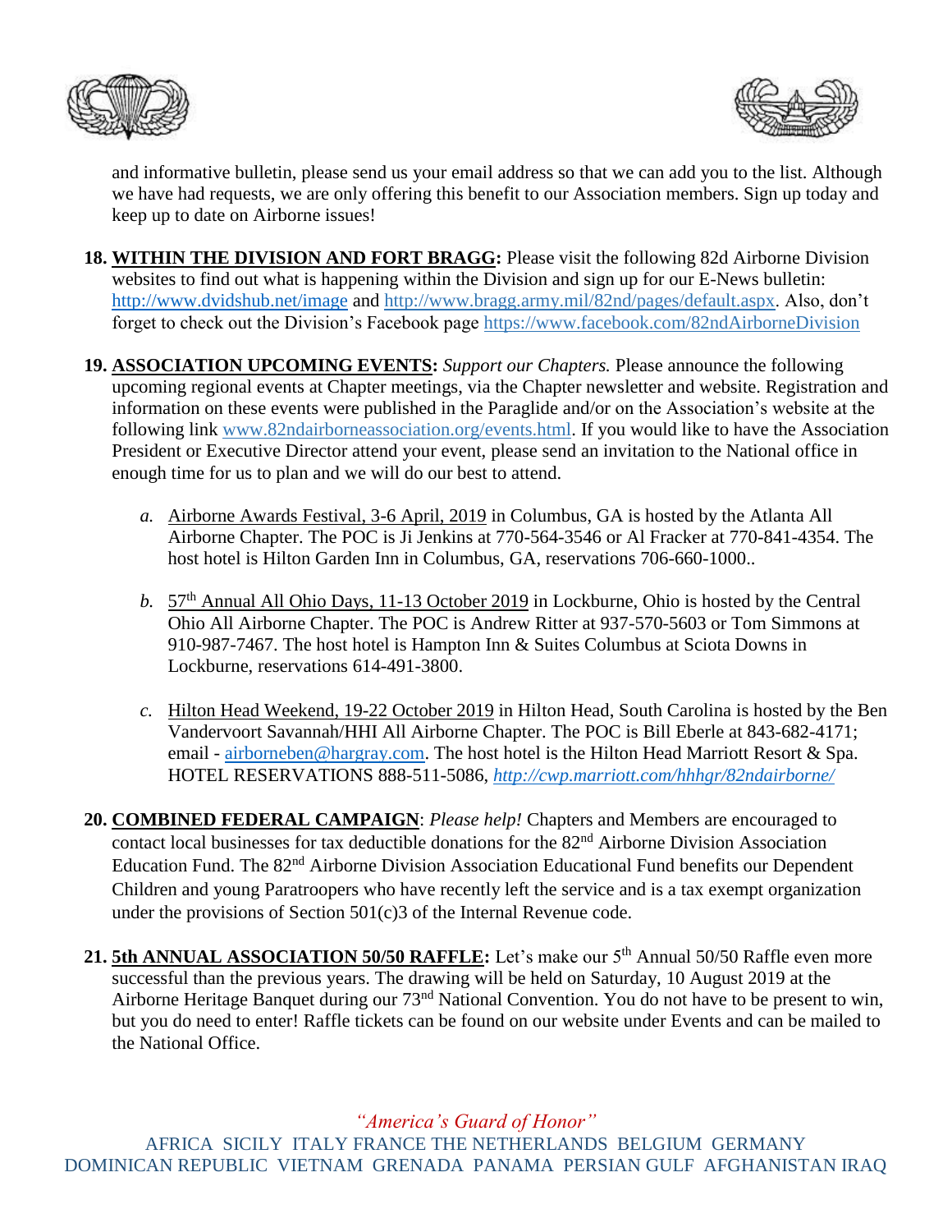and informative bulletin, please send us your email address so that we can add you to the list. Although we have had requests, we are only offering this benefit to our Association members. Sign up today and keep up to date on Airborne issues!

18. **WITHIN THE DIVISION AND FORT BRAGG:** Please visit the following 82d Airborne Division websites to find out what is happening within the Division and sign up for our E-News bulletin: http://www.dvidshub.net/image and http://www.bragg.army.mil/82nd/pages/default.aspx. Also, don't forget to check out the Division's Facebook page https://www.facebook.com/82ndAirborneDivision

19. **ASSOCIATION UPCOMING EVENTS:** *Support our Chapters.* Please announce the following upcoming regional events at Chapter meetings, via the Chapter newsletter and website. Registration and information on these events were published in the Paraglide and/or on the Association's website at the following link www.82ndairborneassociation.org/events.html. If you would like to have the Association President or Executive Director attend your event, please send an invitation to the National office in enough time for us to plan and we will do our best to attend.

    *a.* Airborne Awards Festival, 3-6 April, 2019 in Columbus, GA is hosted by the Atlanta All Airborne Chapter. The POC is Ji Jenkins at 770-564-3546 or Al Fracker at 770-841-4354. The host hotel is Hilton Garden Inn in Columbus, GA, reservations 706-660-1000..

    *b.* 57th Annual All Ohio Days, 11-13 October 2019 in Lockburne, Ohio is hosted by the Central Ohio All Airborne Chapter. The POC is Andrew Ritter at 937-570-5603 or Tom Simmons at 910-987-7467. The host hotel is Hampton Inn & Suites Columbus at Sciota Downs in Lockburne, reservations 614-491-3800.

    *c.* Hilton Head Weekend, 19-22 October 2019 in Hilton Head, South Carolina is hosted by the Ben Vandervoort Savannah/HHI All Airborne Chapter. The POC is Bill Eberle at 843-682-4171; email - airborneben@hargray.com. The host hotel is the Hilton Head Marriott Resort & Spa. HOTEL RESERVATIONS 888-511-5086, *http://cwp.marriott.com/hhhgr/82ndairborne/*

20. **COMBINED FEDERAL CAMPAIGN**: *Please help!* Chapters and Members are encouraged to contact local businesses for tax deductible donations for the 82nd Airborne Division Association Education Fund. The 82nd Airborne Division Association Educational Fund benefits our Dependent Children and young Paratroopers who have recently left the service and is a tax exempt organization under the provisions of Section 501(c)3 of the Internal Revenue code.

21. **5th ANNUAL ASSOCIATION 50/50 RAFFLE:** Let's make our 5th Annual 50/50 Raffle even more successful than the previous years. The drawing will be held on Saturday, 10 August 2019 at the Airborne Heritage Banquet during our 73nd National Convention. You do not have to be present to win, but you do need to enter! Raffle tickets can be found on our website under Events and can be mailed to the National Office.

*"America's Guard of Honor"*

AFRICA SICILY ITALY FRANCE THE NETHERLANDS BELGIUM GERMANY DOMINICAN REPUBLIC VIETNAM GRENADA PANAMA PERSIAN GULF AFGHANISTAN IRAQ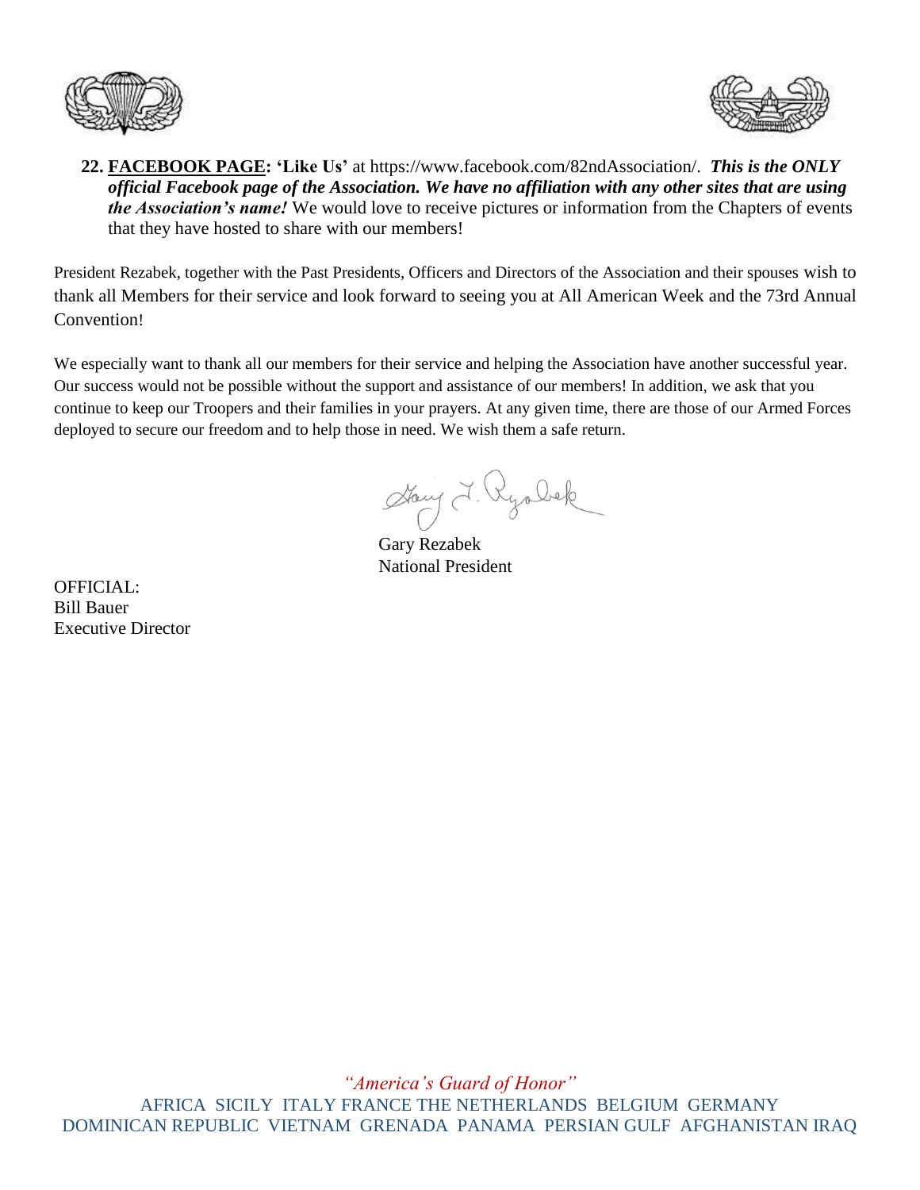22. **FACEBOOK PAGE: 'Like Us'** at https://www.facebook.com/82ndAssociation/. ***This is the ONLY official Facebook page of the Association. We have no affiliation with any other sites that are using the Association's name!*** We would love to receive pictures or information from the Chapters of events that they have hosted to share with our members!

President Rezabek, together with the Past Presidents, Officers and Directors of the Association and their spouses wish to thank all Members for their service and look forward to seeing you at All American Week and the 73rd Annual Convention!

We especially want to thank all our members for their service and helping the Association have another successful year. Our success would not be possible without the support and assistance of our members! In addition, we ask that you continue to keep our Troopers and their families in your prayers. At any given time, there are those of our Armed Forces deployed to secure our freedom and to help those in need. We wish them a safe return.

Gary Rezabek
National President

OFFICIAL:
Bill Bauer
Executive Director

*"America's Guard of Honor"*

AFRICA SICILY ITALY FRANCE THE NETHERLANDS BELGIUM GERMANY DOMINICAN REPUBLIC VIETNAM GRENADA PANAMA PERSIAN GULF AFGHANISTAN IRAQ